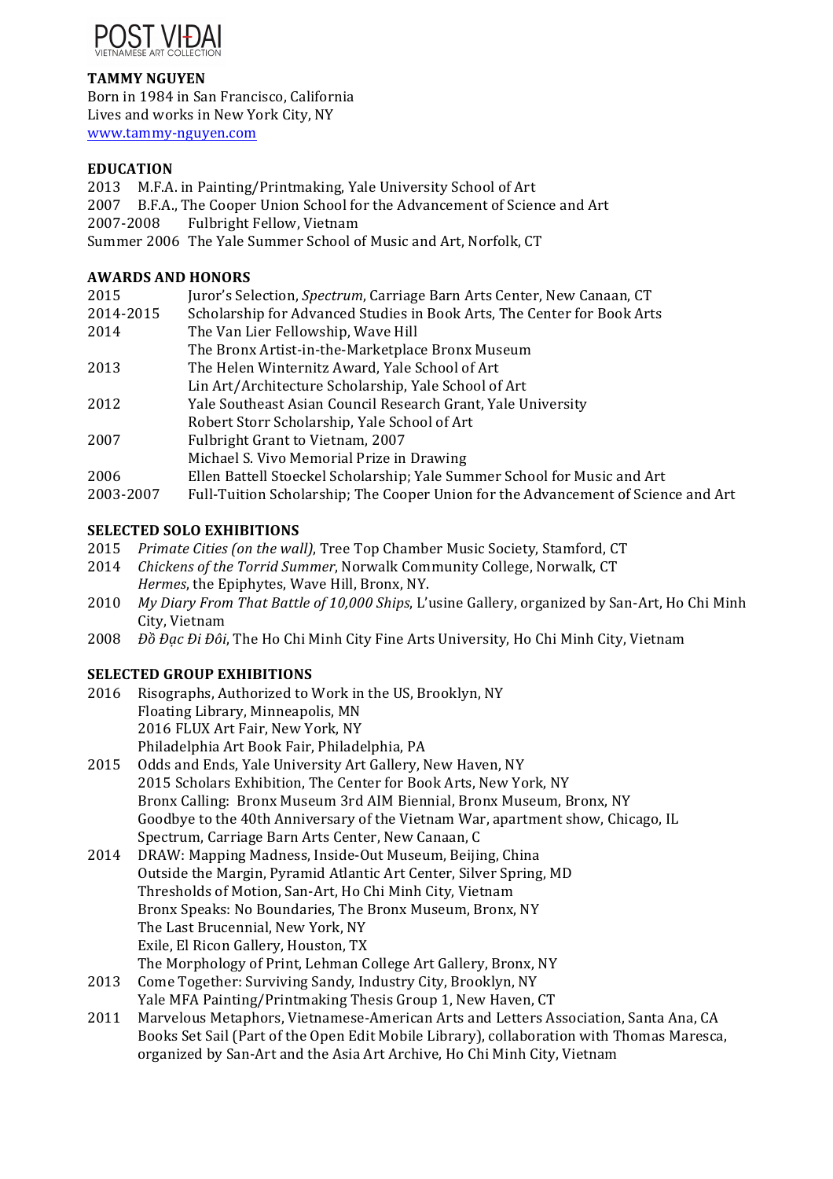POST VIDAI
VIETNAMESE ART COLLECTION

**TAMMY NGUYEN**
Born in 1984 in San Francisco, California
Lives and works in New York City, NY
www.tammy-nguyen.com

## EDUCATION

2013 M.F.A. in Painting/Printmaking, Yale University School of Art
2007 B.F.A., The Cooper Union School for the Advancement of Science and Art
2007-2008 Fulbright Fellow, Vietnam
Summer 2006 The Yale Summer School of Music and Art, Norfolk, CT

## AWARDS AND HONORS

2015 Juror's Selection, *Spectrum*, Carriage Barn Arts Center, New Canaan, CT
2014-2015 Scholarship for Advanced Studies in Book Arts, The Center for Book Arts
2014 The Van Lier Fellowship, Wave Hill
The Bronx Artist-in-the-Marketplace Bronx Museum
2013 The Helen Winternitz Award, Yale School of Art
Lin Art/Architecture Scholarship, Yale School of Art
2012 Yale Southeast Asian Council Research Grant, Yale University
Robert Storr Scholarship, Yale School of Art
2007 Fulbright Grant to Vietnam, 2007
Michael S. Vivo Memorial Prize in Drawing
2006 Ellen Battell Stoeckel Scholarship; Yale Summer School for Music and Art
2003-2007 Full-Tuition Scholarship; The Cooper Union for the Advancement of Science and Art

## SELECTED SOLO EXHIBITIONS

2015 *Primate Cities (on the wall)*, Tree Top Chamber Music Society, Stamford, CT
2014 *Chickens of the Torrid Summer*, Norwalk Community College, Norwalk, CT
*Hermes*, the Epiphytes, Wave Hill, Bronx, NY.
2010 *My Diary From That Battle of 10,000 Ships*, L'usine Gallery, organized by San-Art, Ho Chi Minh City, Vietnam
2008 *Đồ Đạc Đi Đôi*, The Ho Chi Minh City Fine Arts University, Ho Chi Minh City, Vietnam

## SELECTED GROUP EXHIBITIONS

2016 Risographs, Authorized to Work in the US, Brooklyn, NY
Floating Library, Minneapolis, MN
2016 FLUX Art Fair, New York, NY
Philadelphia Art Book Fair, Philadelphia, PA
2015 Odds and Ends, Yale University Art Gallery, New Haven, NY
2015 Scholars Exhibition, The Center for Book Arts, New York, NY
Bronx Calling: Bronx Museum 3rd AIM Biennial, Bronx Museum, Bronx, NY
Goodbye to the 40th Anniversary of the Vietnam War, apartment show, Chicago, IL
Spectrum, Carriage Barn Arts Center, New Canaan, C
2014 DRAW: Mapping Madness, Inside-Out Museum, Beijing, China
Outside the Margin, Pyramid Atlantic Art Center, Silver Spring, MD
Thresholds of Motion, San-Art, Ho Chi Minh City, Vietnam
Bronx Speaks: No Boundaries, The Bronx Museum, Bronx, NY
The Last Brucennial, New York, NY
Exile, El Ricon Gallery, Houston, TX
The Morphology of Print, Lehman College Art Gallery, Bronx, NY
2013 Come Together: Surviving Sandy, Industry City, Brooklyn, NY
Yale MFA Painting/Printmaking Thesis Group 1, New Haven, CT
2011 Marvelous Metaphors, Vietnamese-American Arts and Letters Association, Santa Ana, CA
Books Set Sail (Part of the Open Edit Mobile Library), collaboration with Thomas Maresca, organized by San-Art and the Asia Art Archive, Ho Chi Minh City, Vietnam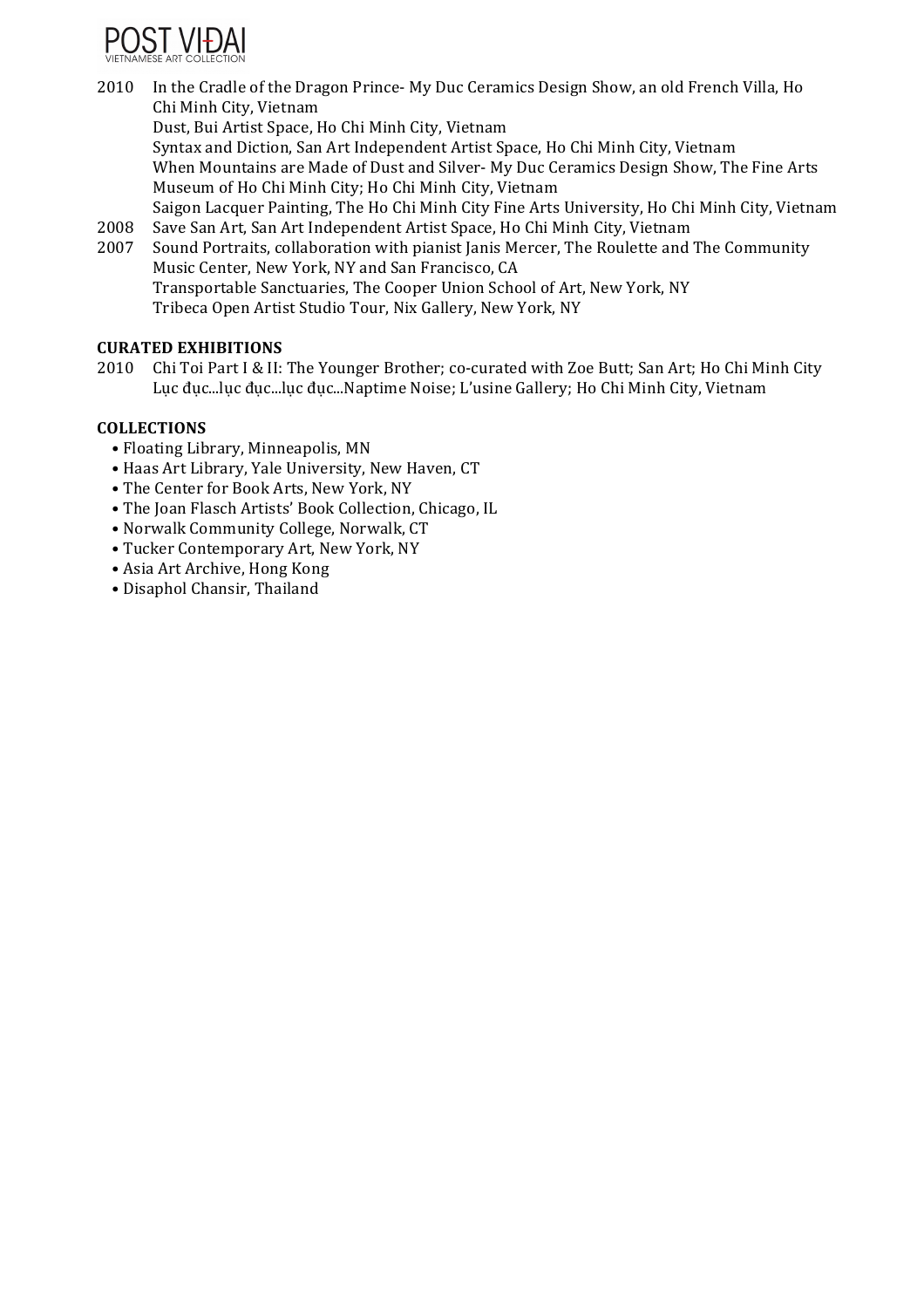2010 In the Cradle of the Dragon Prince- My Duc Ceramics Design Show, an old French Villa, Ho Chi Minh City, Vietnam
Dust, Bui Artist Space, Ho Chi Minh City, Vietnam
Syntax and Diction, San Art Independent Artist Space, Ho Chi Minh City, Vietnam
When Mountains are Made of Dust and Silver- My Duc Ceramics Design Show, The Fine Arts Museum of Ho Chi Minh City; Ho Chi Minh City, Vietnam
Saigon Lacquer Painting, The Ho Chi Minh City Fine Arts University, Ho Chi Minh City, Vietnam

2008 Save San Art, San Art Independent Artist Space, Ho Chi Minh City, Vietnam

2007 Sound Portraits, collaboration with pianist Janis Mercer, The Roulette and The Community Music Center, New York, NY and San Francisco, CA
Transportable Sanctuaries, The Cooper Union School of Art, New York, NY
Tribeca Open Artist Studio Tour, Nix Gallery, New York, NY

**CURATED EXHIBITIONS**

2010 Chi Toi Part I & II: The Younger Brother; co-curated with Zoe Butt; San Art; Ho Chi Minh City
Lục đục...lục đục...lục đục...Naptime Noise; L'usine Gallery; Ho Chi Minh City, Vietnam

**COLLECTIONS**

- Floating Library, Minneapolis, MN
- Haas Art Library, Yale University, New Haven, CT
- The Center for Book Arts, New York, NY
- The Joan Flasch Artists' Book Collection, Chicago, IL
- Norwalk Community College, Norwalk, CT
- Tucker Contemporary Art, New York, NY
- Asia Art Archive, Hong Kong
- Disaphol Chansir, Thailand